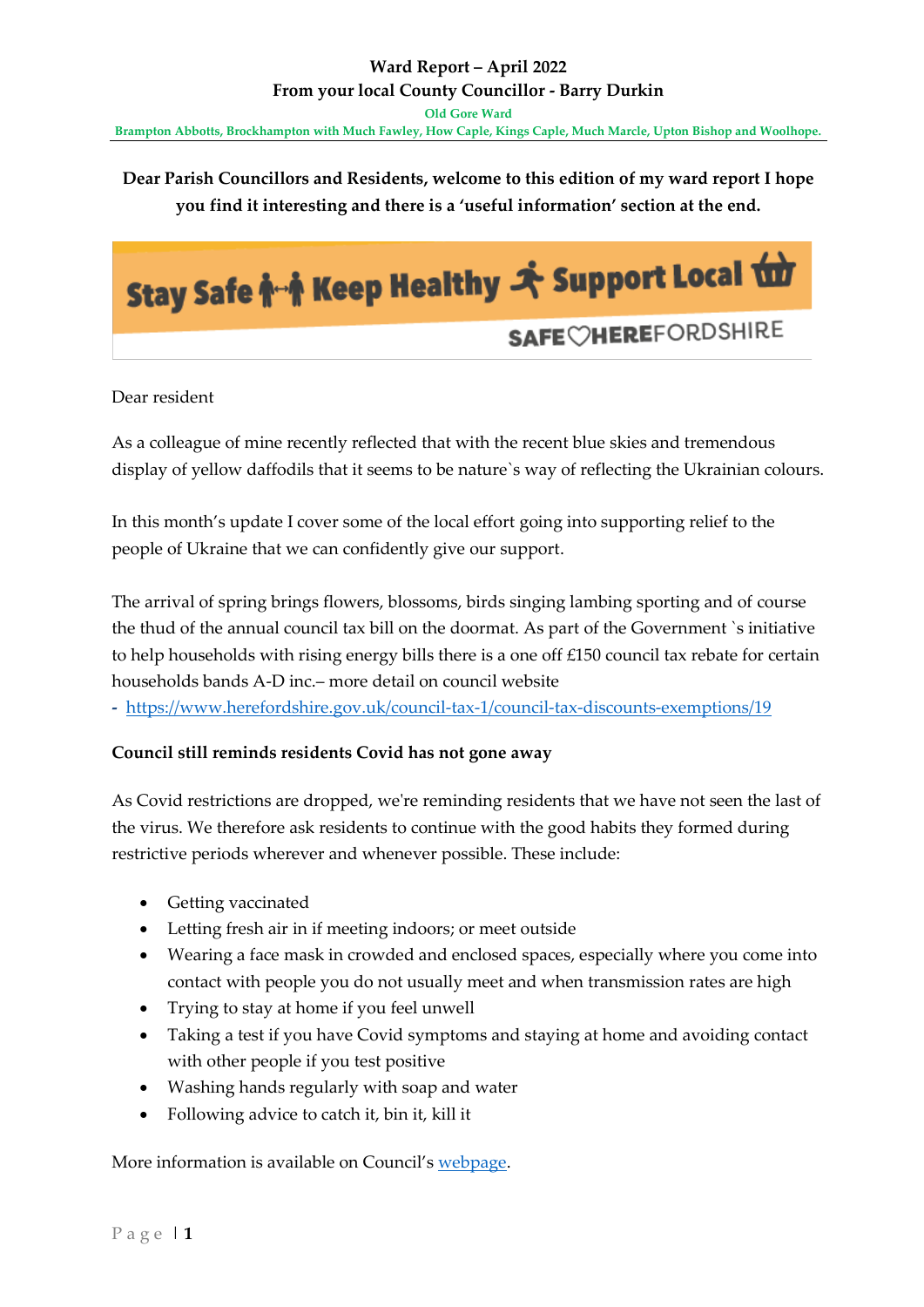**Ward Report – April 2022**

**From your local County Councillor - Barry Durkin**

Old Gore Ward

Brampton Abbotts, Brockhampton with Much Fawley, How Caple, Kings Caple, Much Marcle, Upton Bishop and Woolhope.

**Dear Parish Councillors and Residents, welcome to this edition of my ward report I hope you find it interesting and there is a 'useful information' section at the end.**

Stay Safe Keep Healthy Support Local

SAFE HEREFORDSHIRE

Dear resident

As a colleague of mine recently reflected that with the recent blue skies and tremendous display of yellow daffodils that it seems to be nature`s way of reflecting the Ukrainian colours.

In this month's update I cover some of the local effort going into supporting relief to the people of Ukraine that we can confidently give our support.

The arrival of spring brings flowers, blossoms, birds singing lambing sporting and of course the thud of the annual council tax bill on the doormat. As part of the Government `s initiative to help households with rising energy bills there is a one off £150 council tax rebate for certain households bands A-D inc.– more detail on council website

- [https://www.herefordshire.gov.uk/council-tax-1/council-tax-discounts-exemptions/19](https://www.herefordshire.gov.uk/council-tax-1/council-tax-discounts-exemptions/19)

**Council still reminds residents Covid has not gone away**

As Covid restrictions are dropped, we're reminding residents that we have not seen the last of the virus. We therefore ask residents to continue with the good habits they formed during restrictive periods wherever and whenever possible. These include:

- Getting vaccinated
- Letting fresh air in if meeting indoors; or meet outside
- Wearing a face mask in crowded and enclosed spaces, especially where you come into contact with people you do not usually meet and when transmission rates are high
- Trying to stay at home if you feel unwell
- Taking a test if you have Covid symptoms and staying at home and avoiding contact with other people if you test positive
- Washing hands regularly with soap and water
- Following advice to catch it, bin it, kill it

More information is available on Council's webpage.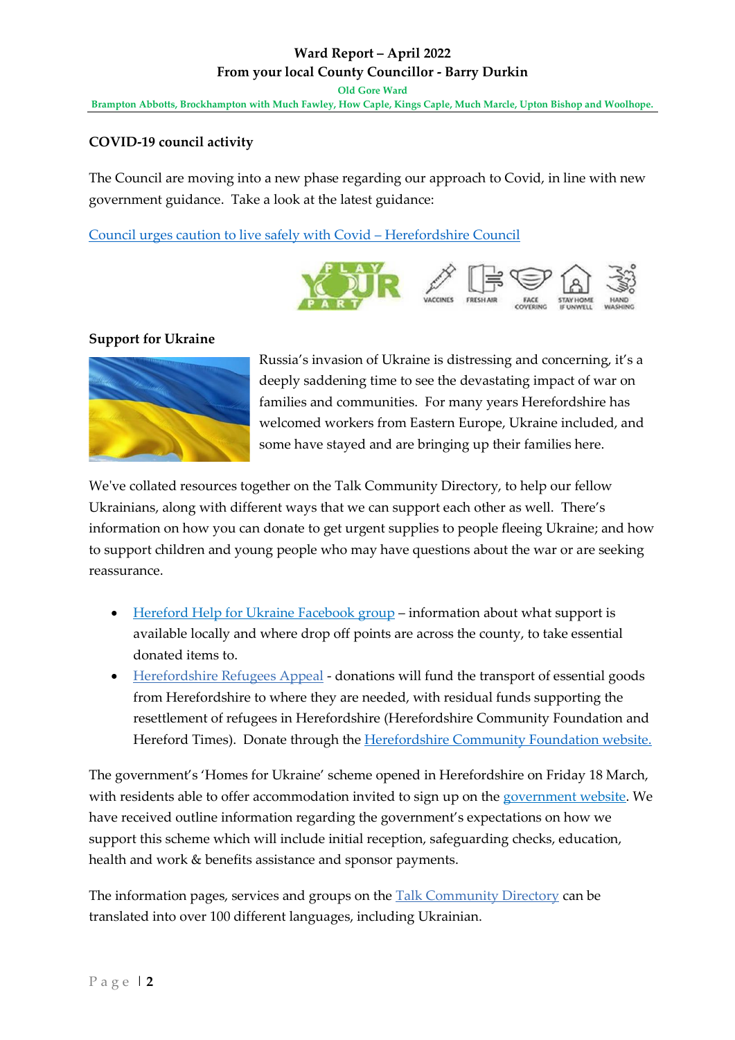Ward Report – April 2022

From your local County Councillor - Barry Durkin

Old Gore Ward

Brampton Abbotts, Brockhampton with Much Fawley, How Caple, Kings Caple, Much Marcle, Upton Bishop and Woolhope.

## COVID-19 council activity

The Council are moving into a new phase regarding our approach to Covid, in line with new government guidance. Take a look at the latest guidance:

[Council urges caution to live safely with Covid – Herefordshire Council]

## Support for Ukraine

Russia's invasion of Ukraine is distressing and concerning, it's a deeply saddening time to see the devastating impact of war on families and communities. For many years Herefordshire has welcomed workers from Eastern Europe, Ukraine included, and some have stayed and are bringing up their families here.

We've collated resources together on the Talk Community Directory, to help our fellow Ukrainians, along with different ways that we can support each other as well. There's information on how you can donate to get urgent supplies to people fleeing Ukraine; and how to support children and young people who may have questions about the war or are seeking reassurance.

- Hereford Help for Ukraine Facebook group – information about what support is available locally and where drop off points are across the county, to take essential donated items to.
- Herefordshire Refugees Appeal - donations will fund the transport of essential goods from Herefordshire to where they are needed, with residual funds supporting the resettlement of refugees in Herefordshire (Herefordshire Community Foundation and Hereford Times). Donate through the Herefordshire Community Foundation website.

The government's 'Homes for Ukraine' scheme opened in Herefordshire on Friday 18 March, with residents able to offer accommodation invited to sign up on the government website. We have received outline information regarding the government's expectations on how we support this scheme which will include initial reception, safeguarding checks, education, health and work & benefits assistance and sponsor payments.

The information pages, services and groups on the Talk Community Directory can be translated into over 100 different languages, including Ukrainian.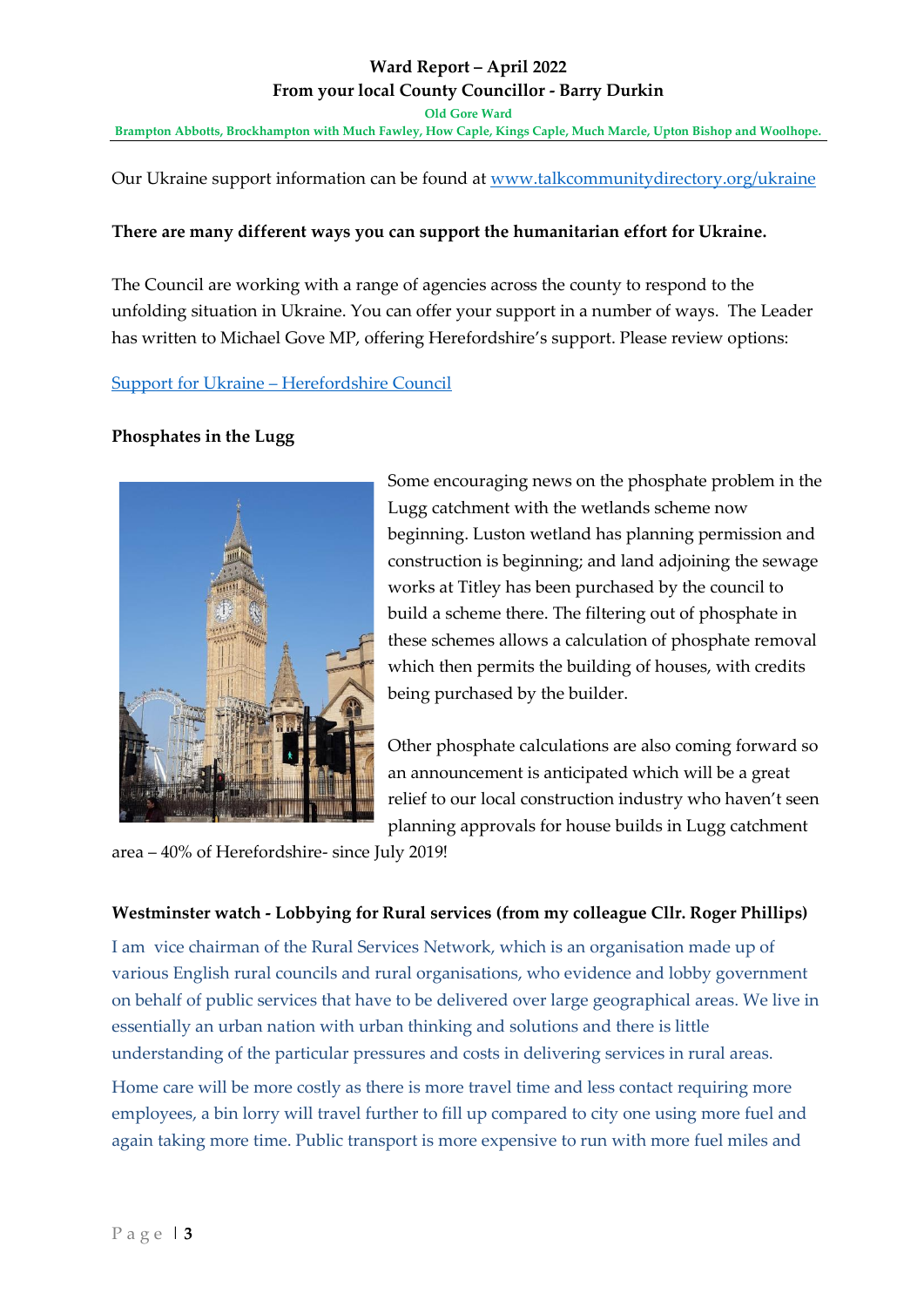**Ward Report – April 2022**

**From your local County Councillor - Barry Durkin**

**Old Gore Ward**

**Brampton Abbotts, Brockhampton with Much Fawley, How Caple, Kings Caple, Much Marcle, Upton Bishop and Woolhope.**

Our Ukraine support information can be found at www.talkcommunitydirectory.org/ukraine

**There are many different ways you can support the humanitarian effort for Ukraine.**

The Council are working with a range of agencies across the county to respond to the unfolding situation in Ukraine. You can offer your support in a number of ways. The Leader has written to Michael Gove MP, offering Herefordshire's support. Please review options:

Support for Ukraine – Herefordshire Council

**Phosphates in the Lugg**

Some encouraging news on the phosphate problem in the Lugg catchment with the wetlands scheme now beginning. Luston wetland has planning permission and construction is beginning; and land adjoining the sewage works at Titley has been purchased by the council to build a scheme there. The filtering out of phosphate in these schemes allows a calculation of phosphate removal which then permits the building of houses, with credits being purchased by the builder.

Other phosphate calculations are also coming forward so an announcement is anticipated which will be a great relief to our local construction industry who haven't seen planning approvals for house builds in Lugg catchment area – 40% of Herefordshire- since July 2019!

**Westminster watch - Lobbying for Rural services (from my colleague Cllr. Roger Phillips)**

I am vice chairman of the Rural Services Network, which is an organisation made up of various English rural councils and rural organisations, who evidence and lobby government on behalf of public services that have to be delivered over large geographical areas. We live in essentially an urban nation with urban thinking and solutions and there is little understanding of the particular pressures and costs in delivering services in rural areas.

Home care will be more costly as there is more travel time and less contact requiring more employees, a bin lorry will travel further to fill up compared to city one using more fuel and again taking more time. Public transport is more expensive to run with more fuel miles and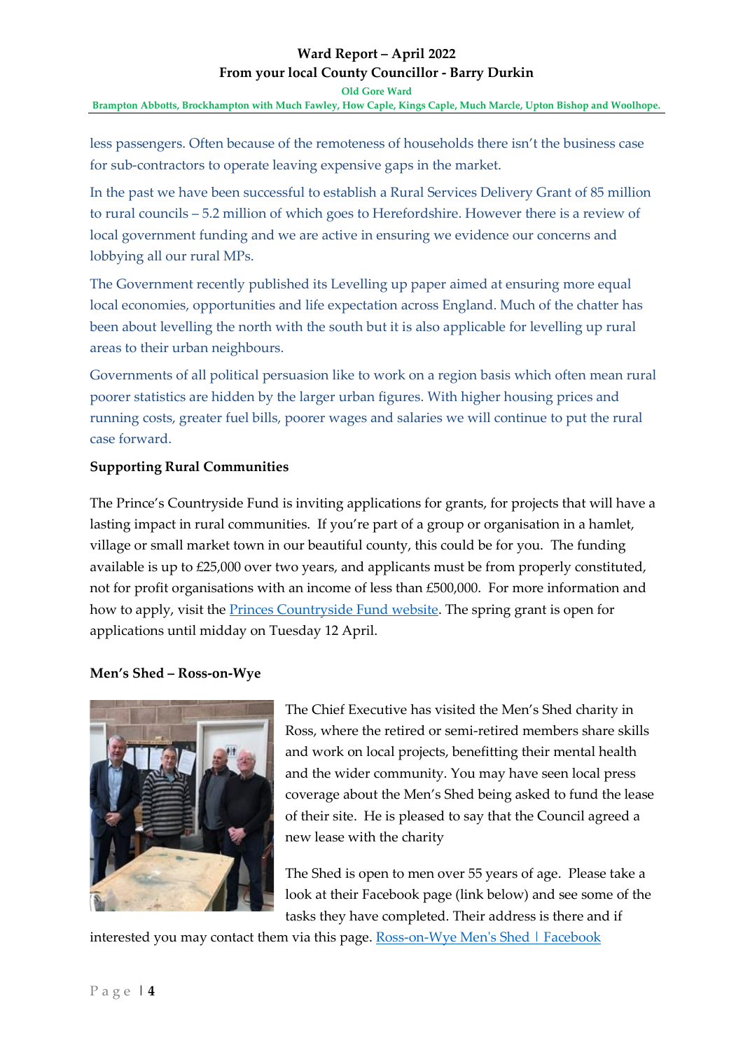less passengers. Often because of the remoteness of households there isn't the business case for sub-contractors to operate leaving expensive gaps in the market.

In the past we have been successful to establish a Rural Services Delivery Grant of 85 million to rural councils – 5.2 million of which goes to Herefordshire. However there is a review of local government funding and we are active in ensuring we evidence our concerns and lobbying all our rural MPs.

The Government recently published its Levelling up paper aimed at ensuring more equal local economies, opportunities and life expectation across England. Much of the chatter has been about levelling the north with the south but it is also applicable for levelling up rural areas to their urban neighbours.

Governments of all political persuasion like to work on a region basis which often mean rural poorer statistics are hidden by the larger urban figures. With higher housing prices and running costs, greater fuel bills, poorer wages and salaries we will continue to put the rural case forward.

**Supporting Rural Communities**

The Prince's Countryside Fund is inviting applications for grants, for projects that will have a lasting impact in rural communities. If you're part of a group or organisation in a hamlet, village or small market town in our beautiful county, this could be for you. The funding available is up to £25,000 over two years, and applicants must be from properly constituted, not for profit organisations with an income of less than £500,000. For more information and how to apply, visit the [Princes Countryside Fund website](). The spring grant is open for applications until midday on Tuesday 12 April.

**Men's Shed – Ross-on-Wye**

The Chief Executive has visited the Men's Shed charity in Ross, where the retired or semi-retired members share skills and work on local projects, benefitting their mental health and the wider community. You may have seen local press coverage about the Men's Shed being asked to fund the lease of their site. He is pleased to say that the Council agreed a new lease with the charity

The Shed is open to men over 55 years of age. Please take a look at their Facebook page (link below) and see some of the tasks they have completed. Their address is there and if interested you may contact them via this page. [Ross-on-Wye Men's Shed | Facebook]()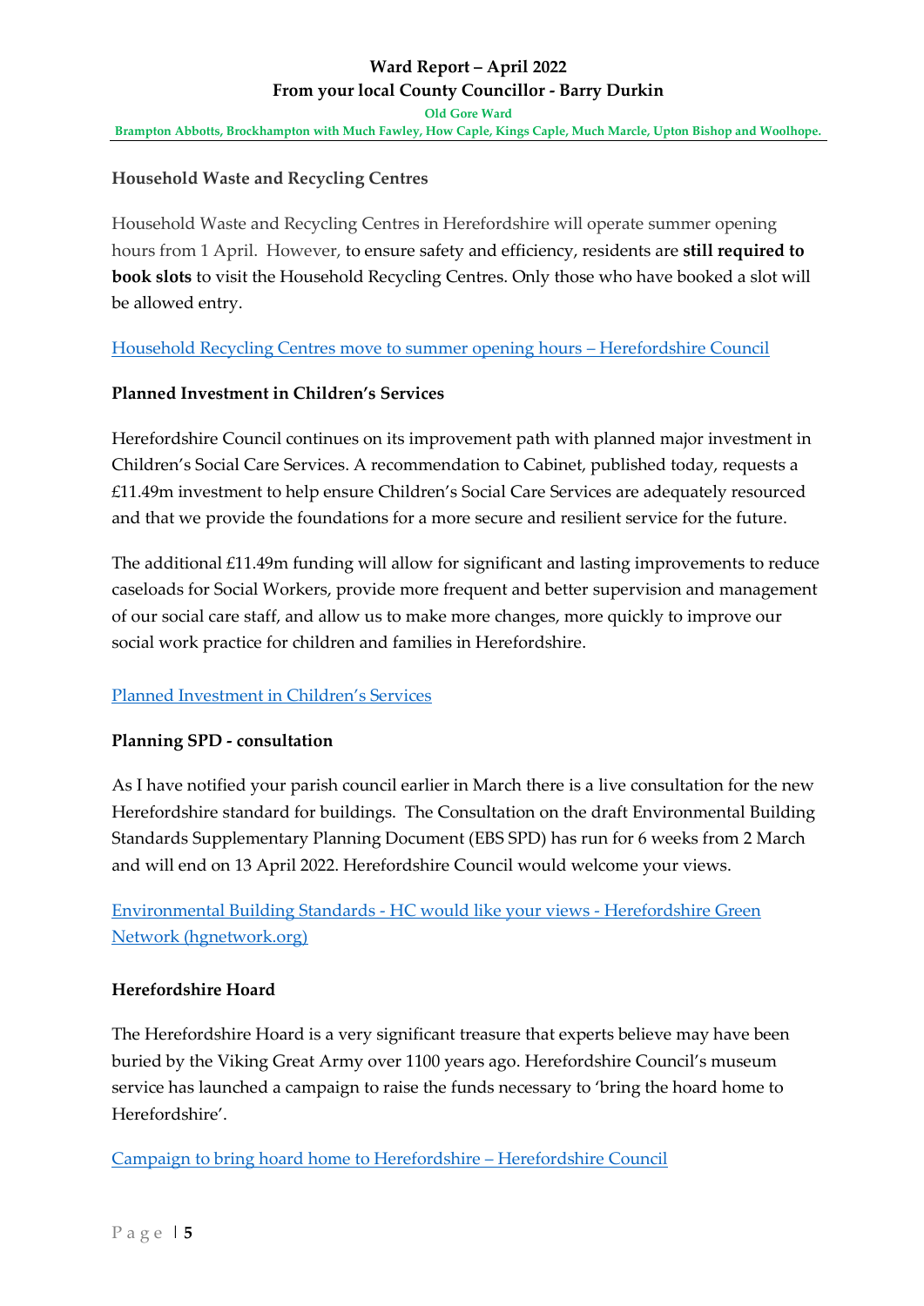## Household Waste and Recycling Centres

Household Waste and Recycling Centres in Herefordshire will operate summer opening hours from 1 April. However, to ensure safety and efficiency, residents are **still required to book slots** to visit the Household Recycling Centres. Only those who have booked a slot will be allowed entry.

Household Recycling Centres move to summer opening hours – Herefordshire Council

## Planned Investment in Children's Services

Herefordshire Council continues on its improvement path with planned major investment in Children's Social Care Services. A recommendation to Cabinet, published today, requests a £11.49m investment to help ensure Children's Social Care Services are adequately resourced and that we provide the foundations for a more secure and resilient service for the future.

The additional £11.49m funding will allow for significant and lasting improvements to reduce caseloads for Social Workers, provide more frequent and better supervision and management of our social care staff, and allow us to make more changes, more quickly to improve our social work practice for children and families in Herefordshire.

Planned Investment in Children's Services

## Planning SPD - consultation

As I have notified your parish council earlier in March there is a live consultation for the new Herefordshire standard for buildings. The Consultation on the draft Environmental Building Standards Supplementary Planning Document (EBS SPD) has run for 6 weeks from 2 March and will end on 13 April 2022. Herefordshire Council would welcome your views.

Environmental Building Standards - HC would like your views - Herefordshire Green Network (hgnetwork.org)

## Herefordshire Hoard

The Herefordshire Hoard is a very significant treasure that experts believe may have been buried by the Viking Great Army over 1100 years ago. Herefordshire Council's museum service has launched a campaign to raise the funds necessary to 'bring the hoard home to Herefordshire'.

Campaign to bring hoard home to Herefordshire – Herefordshire Council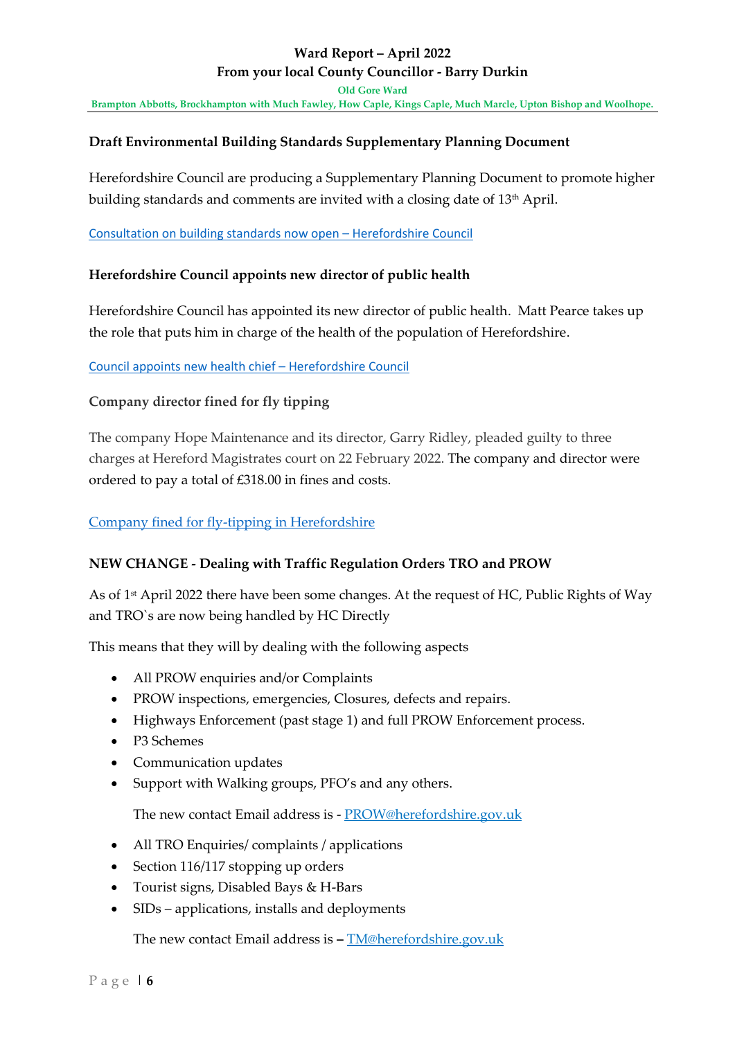## Draft Environmental Building Standards Supplementary Planning Document

Herefordshire Council are producing a Supplementary Planning Document to promote higher building standards and comments are invited with a closing date of 13th April.

[Consultation on building standards now open – Herefordshire Council]

## Herefordshire Council appoints new director of public health

Herefordshire Council has appointed its new director of public health. Matt Pearce takes up the role that puts him in charge of the health of the population of Herefordshire.

[Council appoints new health chief – Herefordshire Council]

## Company director fined for fly tipping

The company Hope Maintenance and its director, Garry Ridley, pleaded guilty to three charges at Hereford Magistrates court on 22 February 2022. The company and director were ordered to pay a total of £318.00 in fines and costs.

[Company fined for fly-tipping in Herefordshire]

## NEW CHANGE - Dealing with Traffic Regulation Orders TRO and PROW

As of 1st April 2022 there have been some changes. At the request of HC, Public Rights of Way and TRO`s are now being handled by HC Directly

This means that they will by dealing with the following aspects

- All PROW enquiries and/or Complaints
- PROW inspections, emergencies, Closures, defects and repairs.
- Highways Enforcement (past stage 1) and full PROW Enforcement process.
- P3 Schemes
- Communication updates
- Support with Walking groups, PFO's and any others.

  The new contact Email address is - PROW@herefordshire.gov.uk

- All TRO Enquiries/ complaints / applications
- Section 116/117 stopping up orders
- Tourist signs, Disabled Bays & H-Bars
- SIDs – applications, installs and deployments

  The new contact Email address is – TM@herefordshire.gov.uk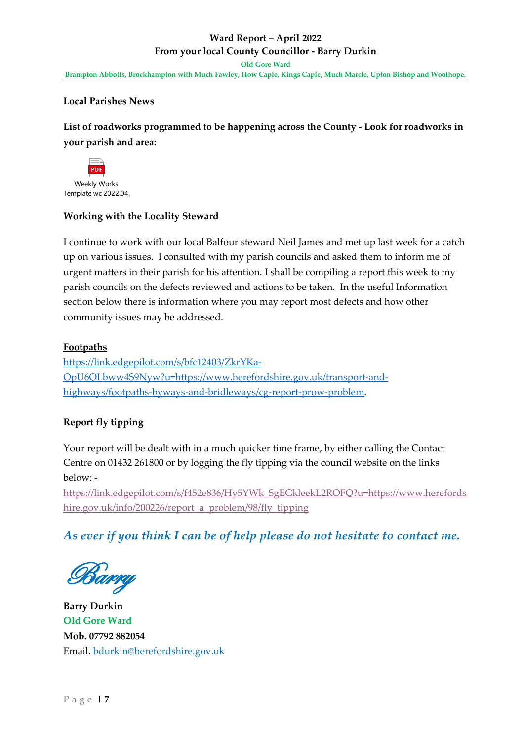**Local Parishes News**

**List of roadworks programmed to be happening across the County - Look for roadworks in your parish and area:**

Weekly Works Template wc 2022.04.

**Working with the Locality Steward**

I continue to work with our local Balfour steward Neil James and met up last week for a catch up on various issues. I consulted with my parish councils and asked them to inform me of urgent matters in their parish for his attention. I shall be compiling a report this week to my parish councils on the defects reviewed and actions to be taken. In the useful Information section below there is information where you may report most defects and how other community issues may be addressed.

**Footpaths**

https://link.edgepilot.com/s/bfc12403/ZkrYKa-OpU6QLbww4S9Nyw?u=https://www.herefordshire.gov.uk/transport-and-highways/footpaths-byways-and-bridleways/cg-report-prow-problem.

**Report fly tipping**

Your report will be dealt with in a much quicker time frame, by either calling the Contact Centre on 01432 261800 or by logging the fly tipping via the council website on the links below: -

https://link.edgepilot.com/s/f452e836/Hy5YWk_SgEGkleekL2ROFQ?u=https://www.herefordshire.gov.uk/info/200226/report_a_problem/98/fly_tipping

*As ever if you think I can be of help please do not hesitate to contact me.*

*Barry*

**Barry Durkin**
Old Gore Ward
**Mob. 07792 882054**
Email. bdurkin@herefordshire.gov.uk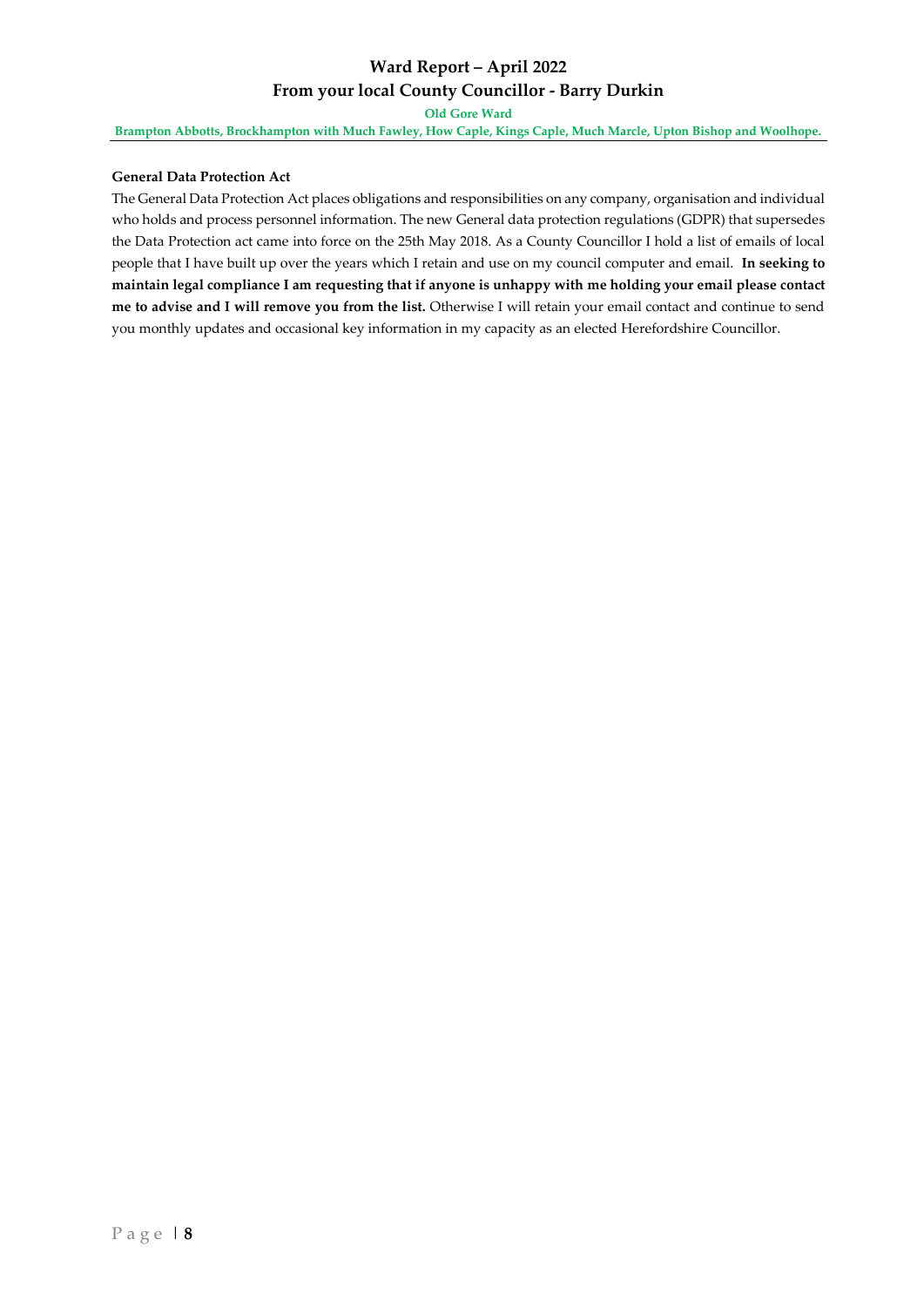## General Data Protection Act

The General Data Protection Act places obligations and responsibilities on any company, organisation and individual who holds and process personnel information. The new General data protection regulations (GDPR) that supersedes the Data Protection act came into force on the 25th May 2018. As a County Councillor I hold a list of emails of local people that I have built up over the years which I retain and use on my council computer and email. **In seeking to maintain legal compliance I am requesting that if anyone is unhappy with me holding your email please contact me to advise and I will remove you from the list.** Otherwise I will retain your email contact and continue to send you monthly updates and occasional key information in my capacity as an elected Herefordshire Councillor.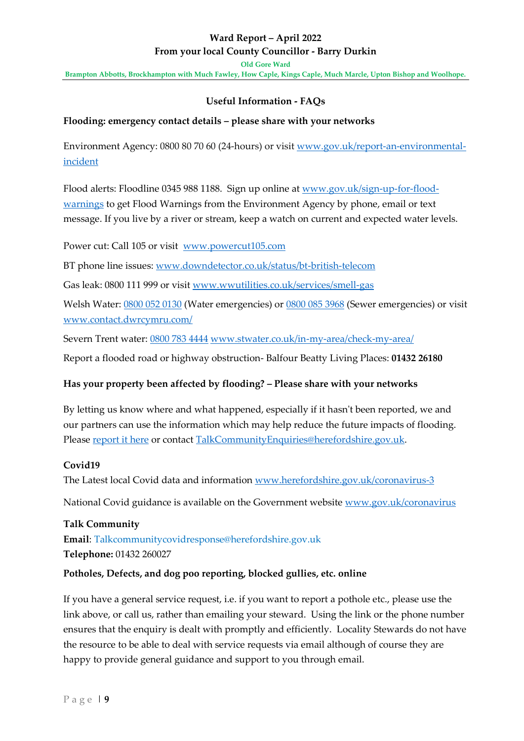**Ward Report – April 2022**

**From your local County Councillor - Barry Durkin**

**Old Gore Ward**

**Brampton Abbotts, Brockhampton with Much Fawley, How Caple, Kings Caple, Much Marcle, Upton Bishop and Woolhope.**

## Useful Information - FAQs

**Flooding: emergency contact details – please share with your networks**

Environment Agency: 0800 80 70 60 (24-hours) or visit www.gov.uk/report-an-environmental-incident

Flood alerts: Floodline 0345 988 1188. Sign up online at www.gov.uk/sign-up-for-flood-warnings to get Flood Warnings from the Environment Agency by phone, email or text message. If you live by a river or stream, keep a watch on current and expected water levels.

Power cut: Call 105 or visit www.powercut105.com

BT phone line issues: www.downdetector.co.uk/status/bt-british-telecom

Gas leak: 0800 111 999 or visit www.wwutilities.co.uk/services/smell-gas

Welsh Water: 0800 052 0130 (Water emergencies) or 0800 085 3968 (Sewer emergencies) or visit www.contact.dwrcymru.com/

Severn Trent water: 0800 783 4444 www.stwater.co.uk/in-my-area/check-my-area/

Report a flooded road or highway obstruction- Balfour Beatty Living Places: **01432 26180**

**Has your property been affected by flooding? – Please share with your networks**

By letting us know where and what happened, especially if it hasn't been reported, we and our partners can use the information which may help reduce the future impacts of flooding. Please report it here or contact TalkCommunityEnquiries@herefordshire.gov.uk.

**Covid19**

The Latest local Covid data and information www.herefordshire.gov.uk/coronavirus-3

National Covid guidance is available on the Government website www.gov.uk/coronavirus

**Talk Community**

**Email**: Talkcommunitycovidresponse@herefordshire.gov.uk

**Telephone:** 01432 260027

**Potholes, Defects, and dog poo reporting, blocked gullies, etc. online**

If you have a general service request, i.e. if you want to report a pothole etc., please use the link above, or call us, rather than emailing your steward. Using the link or the phone number ensures that the enquiry is dealt with promptly and efficiently. Locality Stewards do not have the resource to be able to deal with service requests via email although of course they are happy to provide general guidance and support to you through email.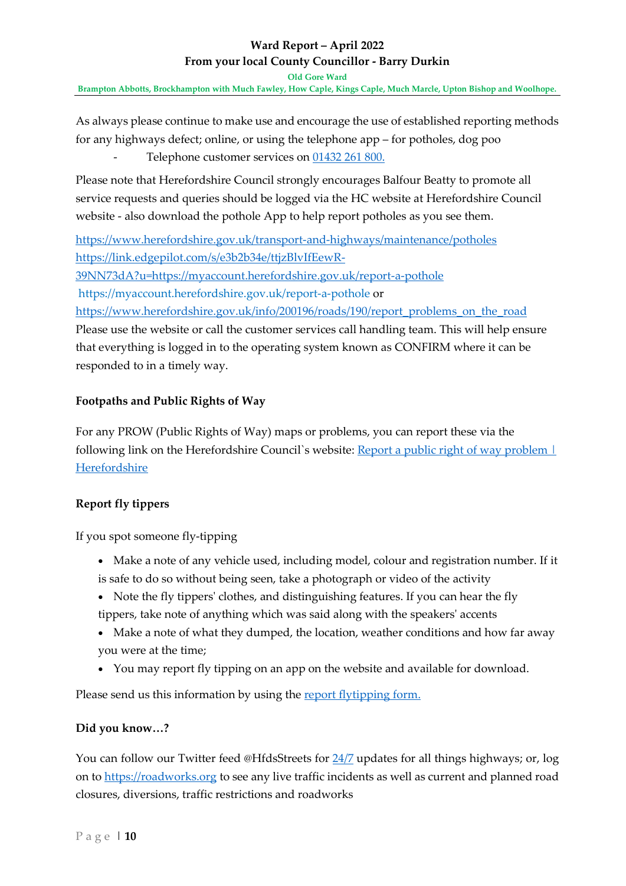As always please continue to make use and encourage the use of established reporting methods for any highways defect; online, or using the telephone app – for potholes, dog poo

- Telephone customer services on 01432 261 800.

Please note that Herefordshire Council strongly encourages Balfour Beatty to promote all service requests and queries should be logged via the HC website at Herefordshire Council website - also download the pothole App to help report potholes as you see them.

https://www.herefordshire.gov.uk/transport-and-highways/maintenance/potholes
https://link.edgepilot.com/s/e3b2b34e/ttjzBlvIfEewR-39NN73dA?u=https://myaccount.herefordshire.gov.uk/report-a-pothole
https://myaccount.herefordshire.gov.uk/report-a-pothole or
https://www.herefordshire.gov.uk/info/200196/roads/190/report_problems_on_the_road
Please use the website or call the customer services call handling team. This will help ensure that everything is logged in to the operating system known as CONFIRM where it can be responded to in a timely way.

**Footpaths and Public Rights of Way**

For any PROW (Public Rights of Way) maps or problems, you can report these via the following link on the Herefordshire Council`s website: Report a public right of way problem | Herefordshire

**Report fly tippers**

If you spot someone fly-tipping

- Make a note of any vehicle used, including model, colour and registration number. If it is safe to do so without being seen, take a photograph or video of the activity
- Note the fly tippers' clothes, and distinguishing features. If you can hear the fly tippers, take note of anything which was said along with the speakers' accents
- Make a note of what they dumped, the location, weather conditions and how far away you were at the time;
- You may report fly tipping on an app on the website and available for download.

Please send us this information by using the report flytipping form.

**Did you know…?**

You can follow our Twitter feed @HfdsStreets for 24/7 updates for all things highways; or, log on to https://roadworks.org to see any live traffic incidents as well as current and planned road closures, diversions, traffic restrictions and roadworks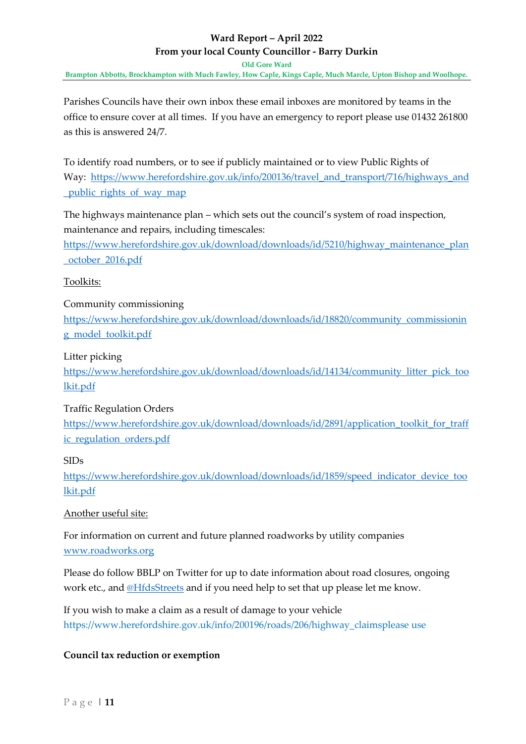Parishes Councils have their own inbox these email inboxes are monitored by teams in the office to ensure cover at all times. If you have an emergency to report please use 01432 261800 as this is answered 24/7.

To identify road numbers, or to see if publicly maintained or to view Public Rights of Way: https://www.herefordshire.gov.uk/info/200136/travel_and_transport/716/highways_and_public_rights_of_way_map

The highways maintenance plan – which sets out the council's system of road inspection, maintenance and repairs, including timescales: https://www.herefordshire.gov.uk/download/downloads/id/5210/highway_maintenance_plan_october_2016.pdf

Toolkits:

Community commissioning
https://www.herefordshire.gov.uk/download/downloads/id/18820/community_commissioning_model_toolkit.pdf

Litter picking
https://www.herefordshire.gov.uk/download/downloads/id/14134/community_litter_pick_toolkit.pdf

Traffic Regulation Orders
https://www.herefordshire.gov.uk/download/downloads/id/2891/application_toolkit_for_traffic_regulation_orders.pdf

SIDs
https://www.herefordshire.gov.uk/download/downloads/id/1859/speed_indicator_device_toolkit.pdf

Another useful site:

For information on current and future planned roadworks by utility companies www.roadworks.org

Please do follow BBLP on Twitter for up to date information about road closures, ongoing work etc., and @HfdsStreets and if you need help to set that up please let me know.

If you wish to make a claim as a result of damage to your vehicle https://www.herefordshire.gov.uk/info/200196/roads/206/highway_claimsplease use

**Council tax reduction or exemption**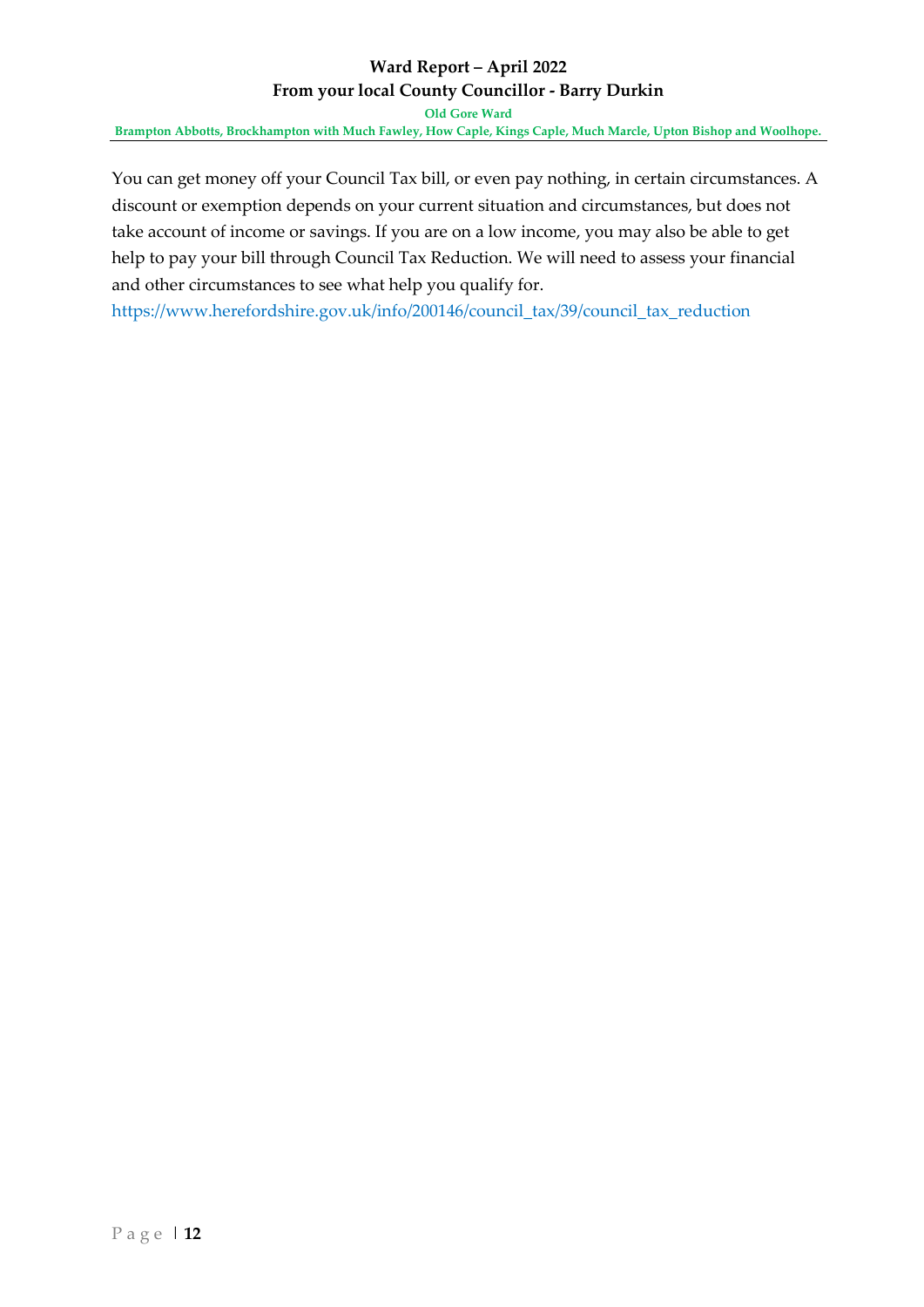You can get money off your Council Tax bill, or even pay nothing, in certain circumstances. A discount or exemption depends on your current situation and circumstances, but does not take account of income or savings. If you are on a low income, you may also be able to get help to pay your bill through Council Tax Reduction. We will need to assess your financial and other circumstances to see what help you qualify for.

https://www.herefordshire.gov.uk/info/200146/council_tax/39/council_tax_reduction